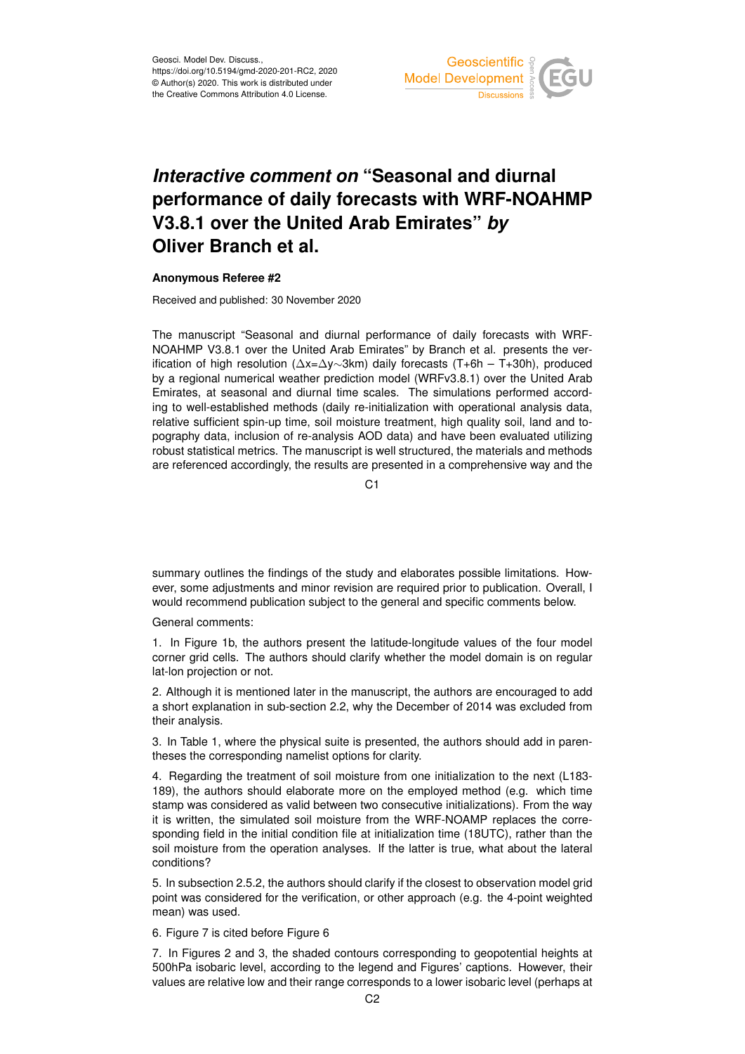# *Interactive comment on* "Seasonal and diurnal performance of daily forecasts with WRF-NOAHMP V3.8.1 over the United Arab Emirates" *by* Oliver Branch et al.

**Anonymous Referee #2**

Received and published: 30 November 2020

The manuscript "Seasonal and diurnal performance of daily forecasts with WRF-NOAHMP V3.8.1 over the United Arab Emirates" by Branch et al. presents the verification of high resolution ($\Delta x = \Delta y \sim 3km$) daily forecasts (T+6h – T+30h), produced by a regional numerical weather prediction model (WRFv3.8.1) over the United Arab Emirates, at seasonal and diurnal time scales. The simulations performed according to well-established methods (daily re-initialization with operational analysis data, relative sufficient spin-up time, soil moisture treatment, high quality soil, land and topography data, inclusion of re-analysis AOD data) and have been evaluated utilizing robust statistical metrics. The manuscript is well structured, the materials and methods are referenced accordingly, the results are presented in a comprehensive way and the summary outlines the findings of the study and elaborates possible limitations. However, some adjustments and minor revision are required prior to publication. Overall, I would recommend publication subject to the general and specific comments below.

General comments:

1. In Figure 1b, the authors present the latitude-longitude values of the four model corner grid cells. The authors should clarify whether the model domain is on regular lat-lon projection or not.

2. Although it is mentioned later in the manuscript, the authors are encouraged to add a short explanation in sub-section 2.2, why the December of 2014 was excluded from their analysis.

3. In Table 1, where the physical suite is presented, the authors should add in parentheses the corresponding namelist options for clarity.

4. Regarding the treatment of soil moisture from one initialization to the next (L183-189), the authors should elaborate more on the employed method (e.g. which time stamp was considered as valid between two consecutive initializations). From the way it is written, the simulated soil moisture from the WRF-NOAMP replaces the corresponding field in the initial condition file at initialization time (18UTC), rather than the soil moisture from the operation analyses. If the latter is true, what about the lateral conditions?

5. In subsection 2.5.2, the authors should clarify if the closest to observation model grid point was considered for the verification, or other approach (e.g. the 4-point weighted mean) was used.

6. Figure 7 is cited before Figure 6

7. In Figures 2 and 3, the shaded contours corresponding to geopotential heights at 500hPa isobaric level, according to the legend and Figures' captions. However, their values are relative low and their range corresponds to a lower isobaric level (perhaps at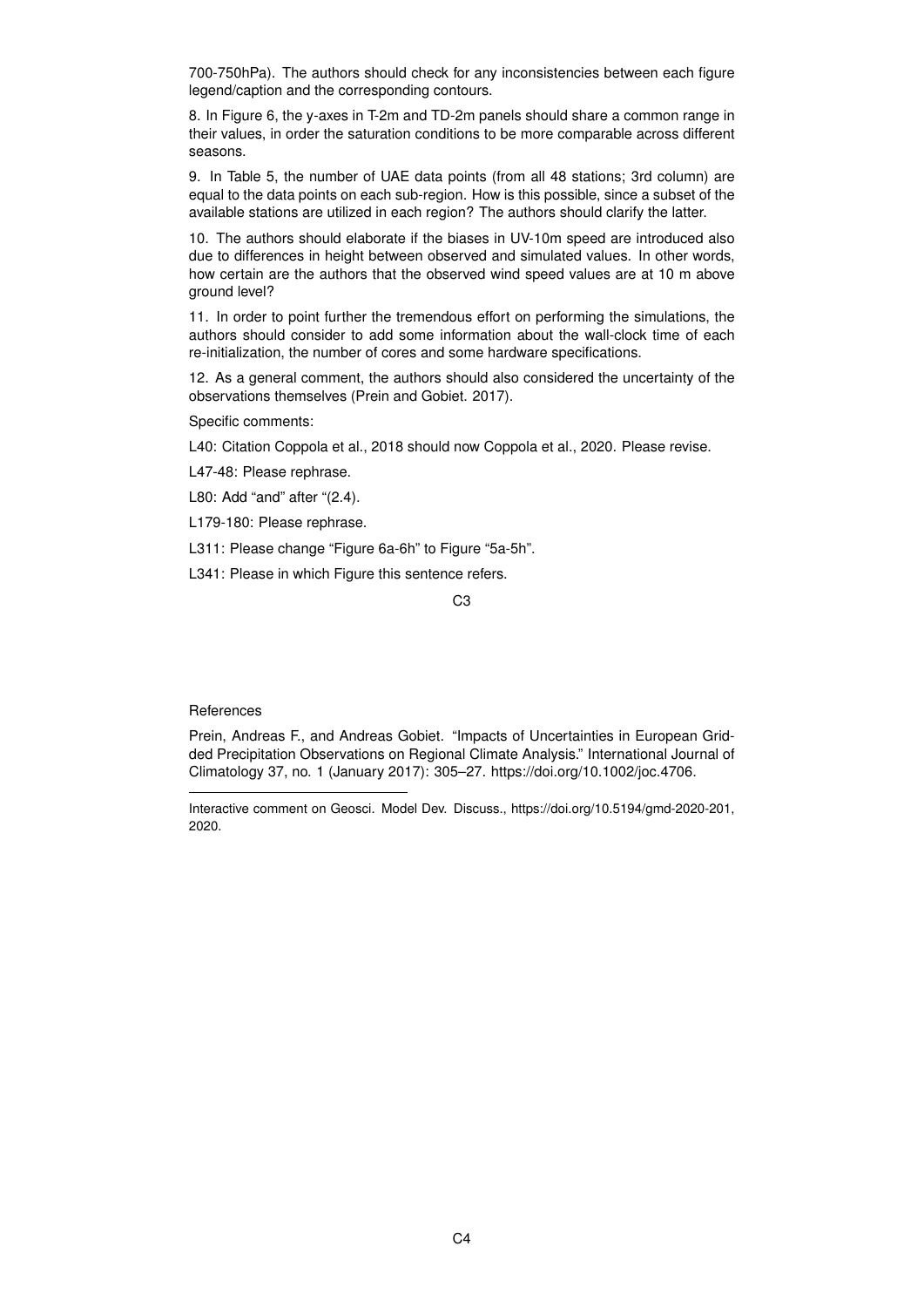700-750hPa). The authors should check for any inconsistencies between each figure legend/caption and the corresponding contours.

8. In Figure 6, the y-axes in T-2m and TD-2m panels should share a common range in their values, in order the saturation conditions to be more comparable across different seasons.

9. In Table 5, the number of UAE data points (from all 48 stations; 3rd column) are equal to the data points on each sub-region. How is this possible, since a subset of the available stations are utilized in each region? The authors should clarify the latter.

10. The authors should elaborate if the biases in UV-10m speed are introduced also due to differences in height between observed and simulated values. In other words, how certain are the authors that the observed wind speed values are at 10 m above ground level?

11. In order to point further the tremendous effort on performing the simulations, the authors should consider to add some information about the wall-clock time of each re-initialization, the number of cores and some hardware specifications.

12. As a general comment, the authors should also considered the uncertainty of the observations themselves (Prein and Gobiet. 2017).

Specific comments:

L40: Citation Coppola et al., 2018 should now Coppola et al., 2020. Please revise.

L47-48: Please rephrase.

L80: Add "and" after "(2.4).

L179-180: Please rephrase.

L311: Please change "Figure 6a-6h" to Figure "5a-5h".

L341: Please in which Figure this sentence refers.

References

Prein, Andreas F., and Andreas Gobiet. "Impacts of Uncertainties in European Gridded Precipitation Observations on Regional Climate Analysis." International Journal of Climatology 37, no. 1 (January 2017): 305–27. https://doi.org/10.1002/joc.4706.

Interactive comment on Geosci. Model Dev. Discuss., https://doi.org/10.5194/gmd-2020-201, 2020.